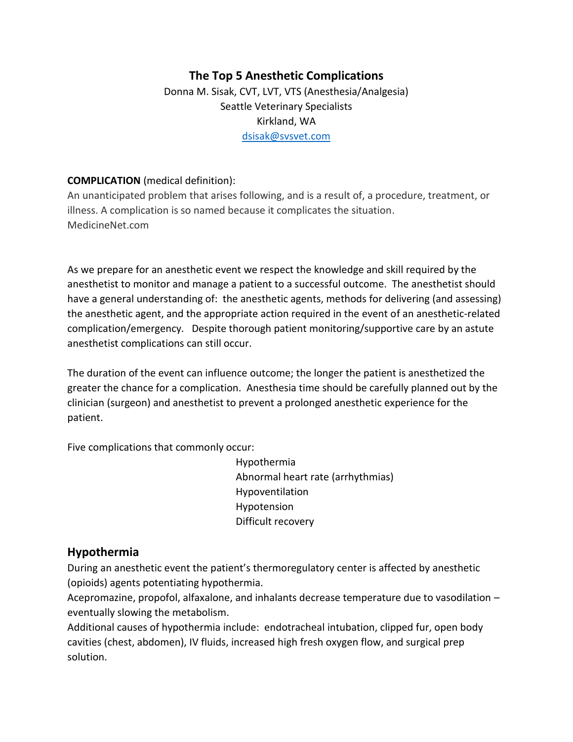# The Top 5 Anesthetic Complications

Donna M. Sisak, CVT, LVT, VTS (Anesthesia/Analgesia)
Seattle Veterinary Specialists
Kirkland, WA
dsisak@svsvet.com

**COMPLICATION** (medical definition):

An unanticipated problem that arises following, and is a result of, a procedure, treatment, or illness. A complication is so named because it complicates the situation.
MedicineNet.com

As we prepare for an anesthetic event we respect the knowledge and skill required by the anesthetist to monitor and manage a patient to a successful outcome. The anesthetist should have a general understanding of: the anesthetic agents, methods for delivering (and assessing) the anesthetic agent, and the appropriate action required in the event of an anesthetic-related complication/emergency. Despite thorough patient monitoring/supportive care by an astute anesthetist complications can still occur.

The duration of the event can influence outcome; the longer the patient is anesthetized the greater the chance for a complication. Anesthesia time should be carefully planned out by the clinician (surgeon) and anesthetist to prevent a prolonged anesthetic experience for the patient.

Five complications that commonly occur:

- Hypothermia
- Abnormal heart rate (arrhythmias)
- Hypoventilation
- Hypotension
- Difficult recovery

## Hypothermia

During an anesthetic event the patient's thermoregulatory center is affected by anesthetic (opioids) agents potentiating hypothermia.

Acepromazine, propofol, alfaxalone, and inhalants decrease temperature due to vasodilation – eventually slowing the metabolism.

Additional causes of hypothermia include: endotracheal intubation, clipped fur, open body cavities (chest, abdomen), IV fluids, increased high fresh oxygen flow, and surgical prep solution.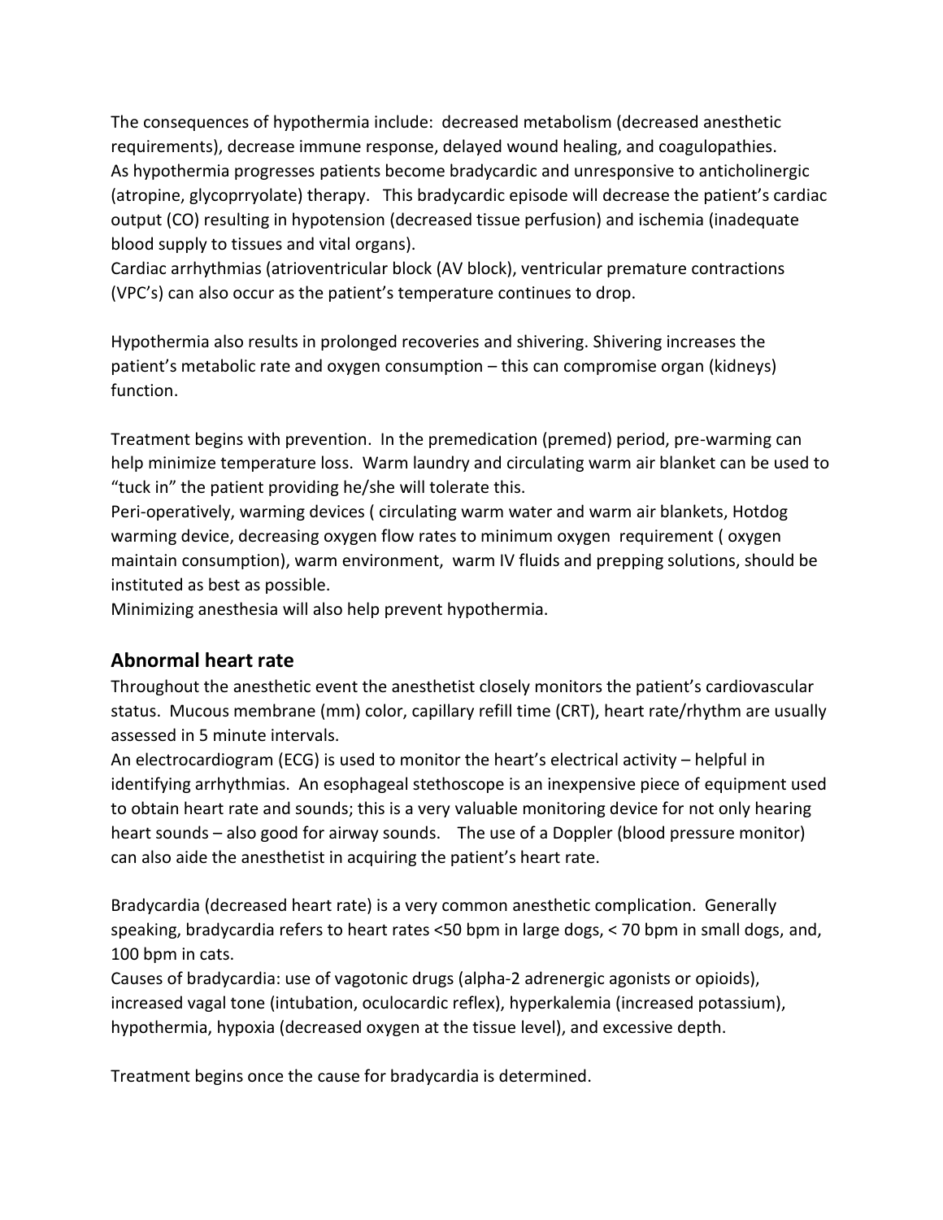The consequences of hypothermia include: decreased metabolism (decreased anesthetic requirements), decrease immune response, delayed wound healing, and coagulopathies.
As hypothermia progresses patients become bradycardic and unresponsive to anticholinergic (atropine, glycoprryolate) therapy. This bradycardic episode will decrease the patient's cardiac output (CO) resulting in hypotension (decreased tissue perfusion) and ischemia (inadequate blood supply to tissues and vital organs).
Cardiac arrhythmias (atrioventricular block (AV block), ventricular premature contractions (VPC's) can also occur as the patient's temperature continues to drop.

Hypothermia also results in prolonged recoveries and shivering. Shivering increases the patient's metabolic rate and oxygen consumption – this can compromise organ (kidneys) function.

Treatment begins with prevention. In the premedication (premed) period, pre-warming can help minimize temperature loss. Warm laundry and circulating warm air blanket can be used to "tuck in" the patient providing he/she will tolerate this.
Peri-operatively, warming devices ( circulating warm water and warm air blankets, Hotdog warming device, decreasing oxygen flow rates to minimum oxygen requirement ( oxygen maintain consumption), warm environment, warm IV fluids and prepping solutions, should be instituted as best as possible.
Minimizing anesthesia will also help prevent hypothermia.

## Abnormal heart rate

Throughout the anesthetic event the anesthetist closely monitors the patient's cardiovascular status. Mucous membrane (mm) color, capillary refill time (CRT), heart rate/rhythm are usually assessed in 5 minute intervals.
An electrocardiogram (ECG) is used to monitor the heart's electrical activity – helpful in identifying arrhythmias. An esophageal stethoscope is an inexpensive piece of equipment used to obtain heart rate and sounds; this is a very valuable monitoring device for not only hearing heart sounds – also good for airway sounds. The use of a Doppler (blood pressure monitor) can also aide the anesthetist in acquiring the patient's heart rate.

Bradycardia (decreased heart rate) is a very common anesthetic complication. Generally speaking, bradycardia refers to heart rates <50 bpm in large dogs, < 70 bpm in small dogs, and, 100 bpm in cats.
Causes of bradycardia: use of vagotonic drugs (alpha-2 adrenergic agonists or opioids), increased vagal tone (intubation, oculocardic reflex), hyperkalemia (increased potassium), hypothermia, hypoxia (decreased oxygen at the tissue level), and excessive depth.

Treatment begins once the cause for bradycardia is determined.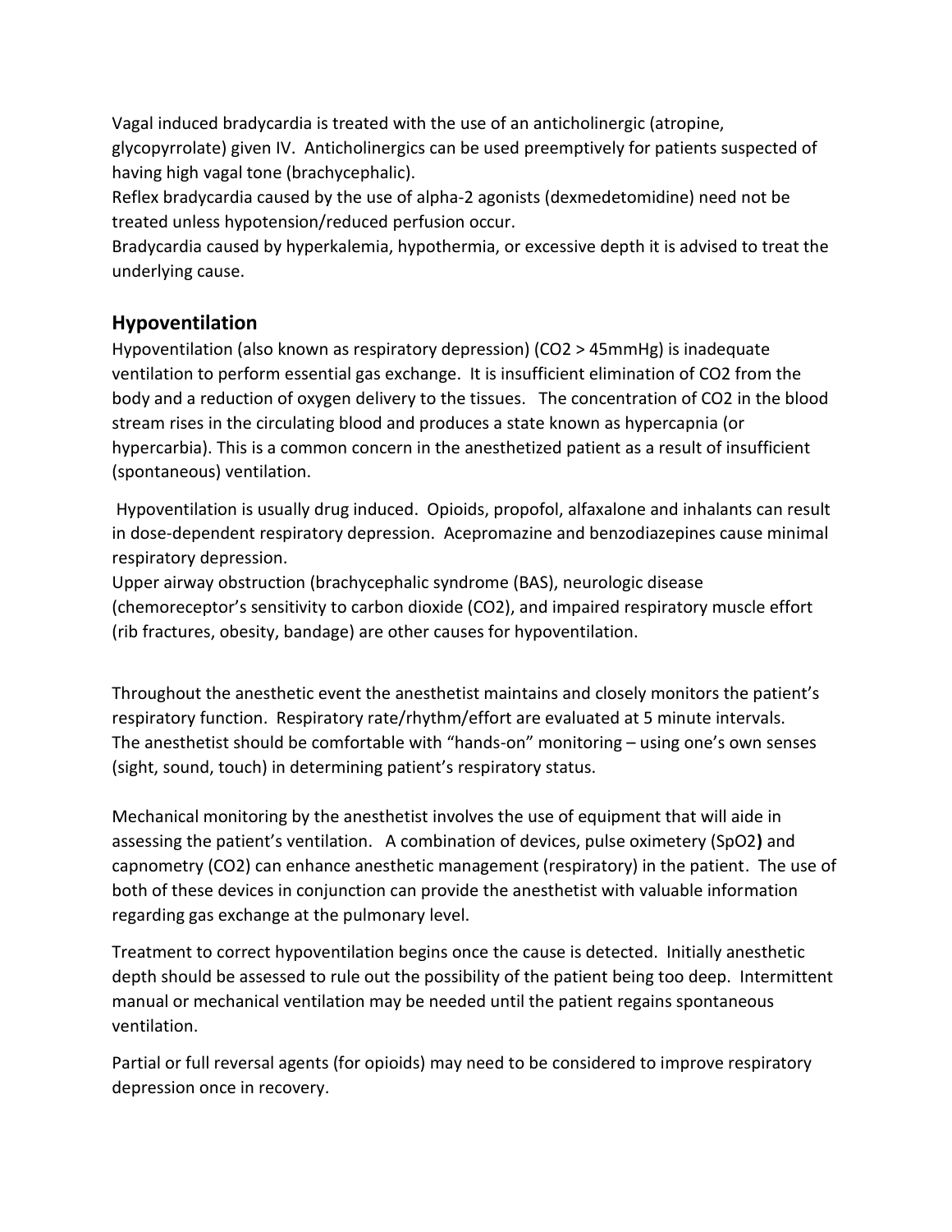Vagal induced bradycardia is treated with the use of an anticholinergic (atropine, glycopyrrolate) given IV. Anticholinergics can be used preemptively for patients suspected of having high vagal tone (brachycephalic).
Reflex bradycardia caused by the use of alpha-2 agonists (dexmedetomidine) need not be treated unless hypotension/reduced perfusion occur.
Bradycardia caused by hyperkalemia, hypothermia, or excessive depth it is advised to treat the underlying cause.

## Hypoventilation

Hypoventilation (also known as respiratory depression) ($CO_2$ > 45mmHg) is inadequate ventilation to perform essential gas exchange. It is insufficient elimination of $CO_2$ from the body and a reduction of oxygen delivery to the tissues. The concentration of $CO_2$ in the blood stream rises in the circulating blood and produces a state known as hypercapnia (or hypercarbia). This is a common concern in the anesthetized patient as a result of insufficient (spontaneous) ventilation.

Hypoventilation is usually drug induced. Opioids, propofol, alfaxalone and inhalants can result in dose-dependent respiratory depression. Acepromazine and benzodiazepines cause minimal respiratory depression.
Upper airway obstruction (brachycephalic syndrome (BAS), neurologic disease (chemoreceptor's sensitivity to carbon dioxide ($CO_2$), and impaired respiratory muscle effort (rib fractures, obesity, bandage) are other causes for hypoventilation.

Throughout the anesthetic event the anesthetist maintains and closely monitors the patient's respiratory function. Respiratory rate/rhythm/effort are evaluated at 5 minute intervals.
The anesthetist should be comfortable with "hands-on" monitoring – using one's own senses (sight, sound, touch) in determining patient's respiratory status.

Mechanical monitoring by the anesthetist involves the use of equipment that will aide in assessing the patient's ventilation. A combination of devices, pulse oximetery ($SpO_2$**)** and capnometry ($CO_2$) can enhance anesthetic management (respiratory) in the patient. The use of both of these devices in conjunction can provide the anesthetist with valuable information regarding gas exchange at the pulmonary level.

Treatment to correct hypoventilation begins once the cause is detected. Initially anesthetic depth should be assessed to rule out the possibility of the patient being too deep. Intermittent manual or mechanical ventilation may be needed until the patient regains spontaneous ventilation.

Partial or full reversal agents (for opioids) may need to be considered to improve respiratory depression once in recovery.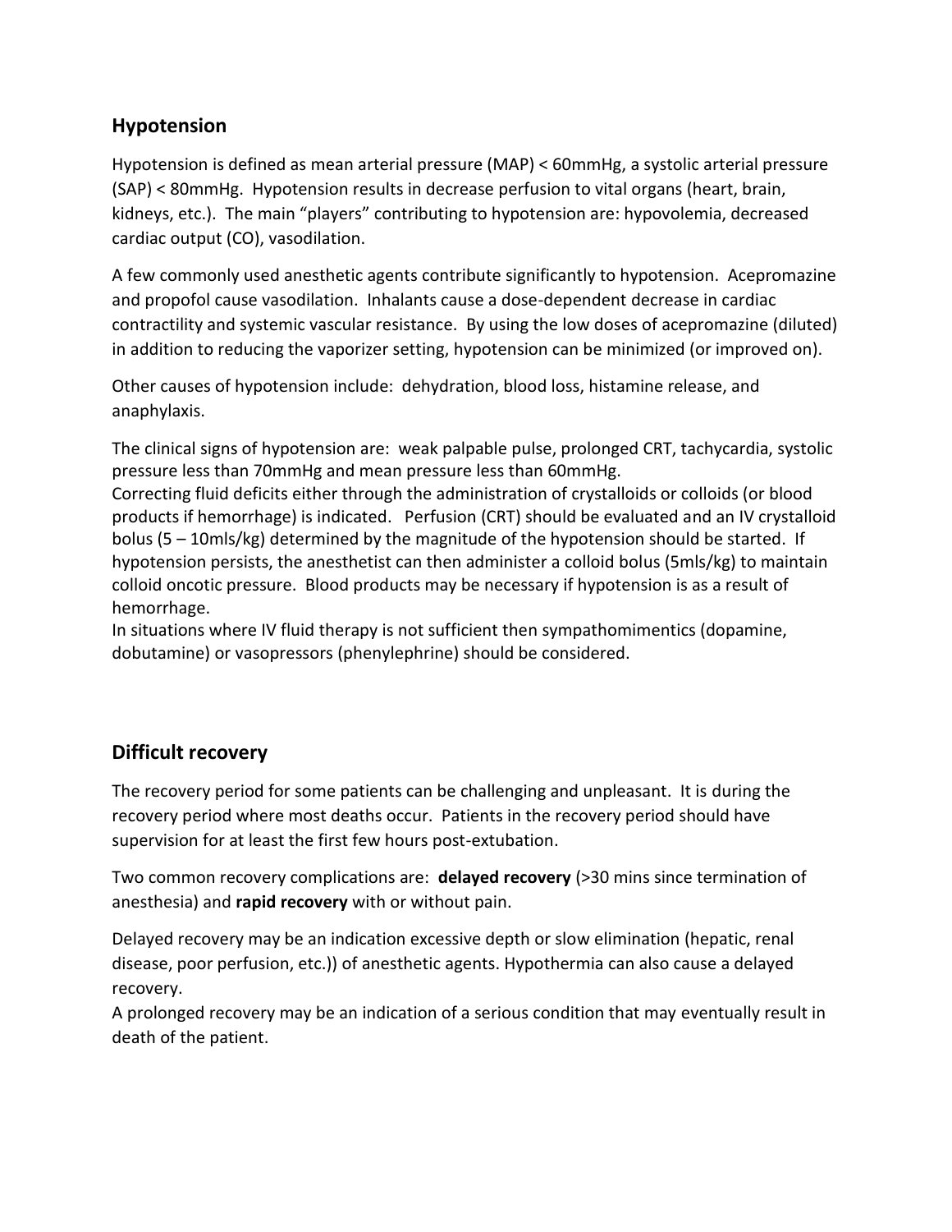## Hypotension

Hypotension is defined as mean arterial pressure (MAP) < 60mmHg, a systolic arterial pressure (SAP) < 80mmHg. Hypotension results in decrease perfusion to vital organs (heart, brain, kidneys, etc.). The main "players" contributing to hypotension are: hypovolemia, decreased cardiac output (CO), vasodilation.

A few commonly used anesthetic agents contribute significantly to hypotension. Acepromazine and propofol cause vasodilation. Inhalants cause a dose-dependent decrease in cardiac contractility and systemic vascular resistance. By using the low doses of acepromazine (diluted) in addition to reducing the vaporizer setting, hypotension can be minimized (or improved on).

Other causes of hypotension include: dehydration, blood loss, histamine release, and anaphylaxis.

The clinical signs of hypotension are: weak palpable pulse, prolonged CRT, tachycardia, systolic pressure less than 70mmHg and mean pressure less than 60mmHg.
Correcting fluid deficits either through the administration of crystalloids or colloids (or blood products if hemorrhage) is indicated. Perfusion (CRT) should be evaluated and an IV crystalloid bolus (5 – 10mls/kg) determined by the magnitude of the hypotension should be started. If hypotension persists, the anesthetist can then administer a colloid bolus (5mls/kg) to maintain colloid oncotic pressure. Blood products may be necessary if hypotension is as a result of hemorrhage.
In situations where IV fluid therapy is not sufficient then sympathomimentics (dopamine, dobutamine) or vasopressors (phenylephrine) should be considered.

## Difficult recovery

The recovery period for some patients can be challenging and unpleasant. It is during the recovery period where most deaths occur. Patients in the recovery period should have supervision for at least the first few hours post-extubation.

Two common recovery complications are: **delayed recovery** (>30 mins since termination of anesthesia) and **rapid recovery** with or without pain.

Delayed recovery may be an indication excessive depth or slow elimination (hepatic, renal disease, poor perfusion, etc.)) of anesthetic agents. Hypothermia can also cause a delayed recovery.
A prolonged recovery may be an indication of a serious condition that may eventually result in death of the patient.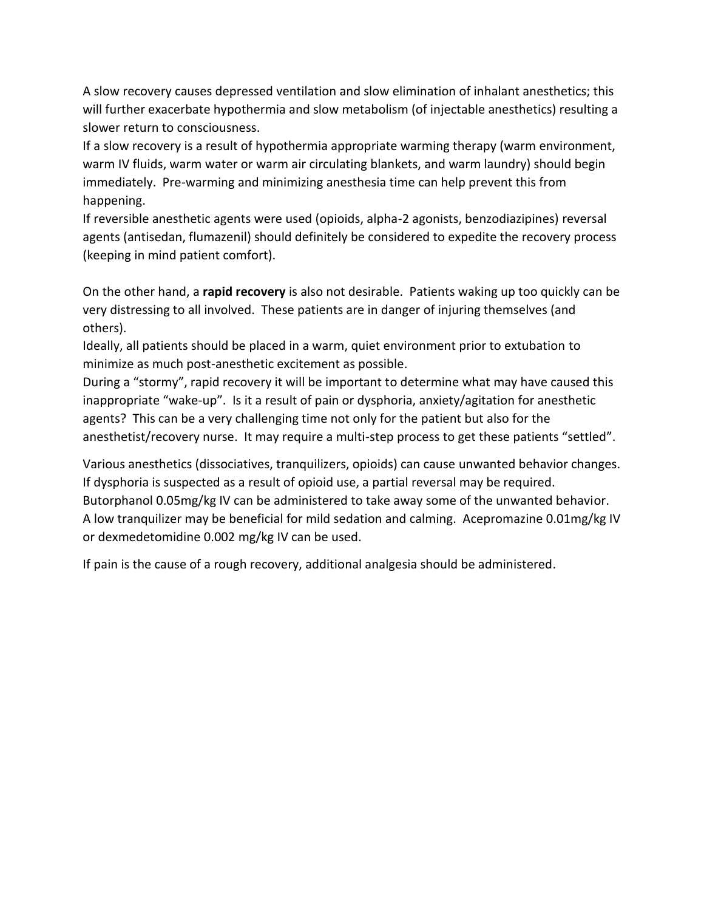A slow recovery causes depressed ventilation and slow elimination of inhalant anesthetics; this will further exacerbate hypothermia and slow metabolism (of injectable anesthetics) resulting a slower return to consciousness.

If a slow recovery is a result of hypothermia appropriate warming therapy (warm environment, warm IV fluids, warm water or warm air circulating blankets, and warm laundry) should begin immediately. Pre-warming and minimizing anesthesia time can help prevent this from happening.

If reversible anesthetic agents were used (opioids, alpha-2 agonists, benzodiazipines) reversal agents (antisedan, flumazenil) should definitely be considered to expedite the recovery process (keeping in mind patient comfort).

On the other hand, a **rapid recovery** is also not desirable. Patients waking up too quickly can be very distressing to all involved. These patients are in danger of injuring themselves (and others).

Ideally, all patients should be placed in a warm, quiet environment prior to extubation to minimize as much post-anesthetic excitement as possible.

During a "stormy", rapid recovery it will be important to determine what may have caused this inappropriate "wake-up". Is it a result of pain or dysphoria, anxiety/agitation for anesthetic agents? This can be a very challenging time not only for the patient but also for the anesthetist/recovery nurse. It may require a multi-step process to get these patients "settled".

Various anesthetics (dissociatives, tranquilizers, opioids) can cause unwanted behavior changes. If dysphoria is suspected as a result of opioid use, a partial reversal may be required. Butorphanol 0.05mg/kg IV can be administered to take away some of the unwanted behavior. A low tranquilizer may be beneficial for mild sedation and calming. Acepromazine 0.01mg/kg IV or dexmedetomidine 0.002 mg/kg IV can be used.

If pain is the cause of a rough recovery, additional analgesia should be administered.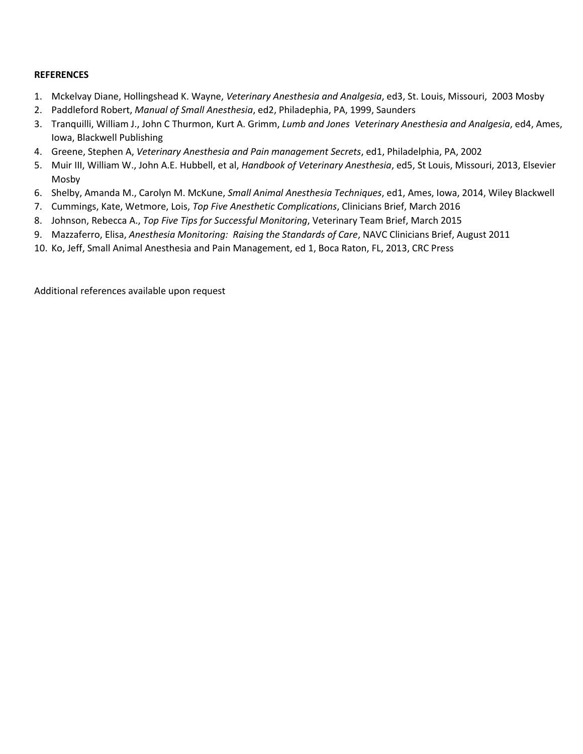**REFERENCES**

1. Mckelvay Diane, Hollingshead K. Wayne, *Veterinary Anesthesia and Analgesia*, ed3, St. Louis, Missouri, 2003 Mosby
2. Paddleford Robert, *Manual of Small Anesthesia*, ed2, Philadephia, PA, 1999, Saunders
3. Tranquilli, William J., John C Thurmon, Kurt A. Grimm, *Lumb and Jones Veterinary Anesthesia and Analgesia*, ed4, Ames, Iowa, Blackwell Publishing
4. Greene, Stephen A, *Veterinary Anesthesia and Pain management Secrets*, ed1, Philadelphia, PA, 2002
5. Muir III, William W., John A.E. Hubbell, et al, *Handbook of Veterinary Anesthesia*, ed5, St Louis, Missouri, 2013, Elsevier Mosby
6. Shelby, Amanda M., Carolyn M. McKune, *Small Animal Anesthesia Techniques*, ed1, Ames, Iowa, 2014, Wiley Blackwell
7. Cummings, Kate, Wetmore, Lois, *Top Five Anesthetic Complications*, Clinicians Brief, March 2016
8. Johnson, Rebecca A., *Top Five Tips for Successful Monitoring*, Veterinary Team Brief, March 2015
9. Mazzaferro, Elisa, *Anesthesia Monitoring: Raising the Standards of Care*, NAVC Clinicians Brief, August 2011
10. Ko, Jeff, Small Animal Anesthesia and Pain Management, ed 1, Boca Raton, FL, 2013, CRC Press

Additional references available upon request